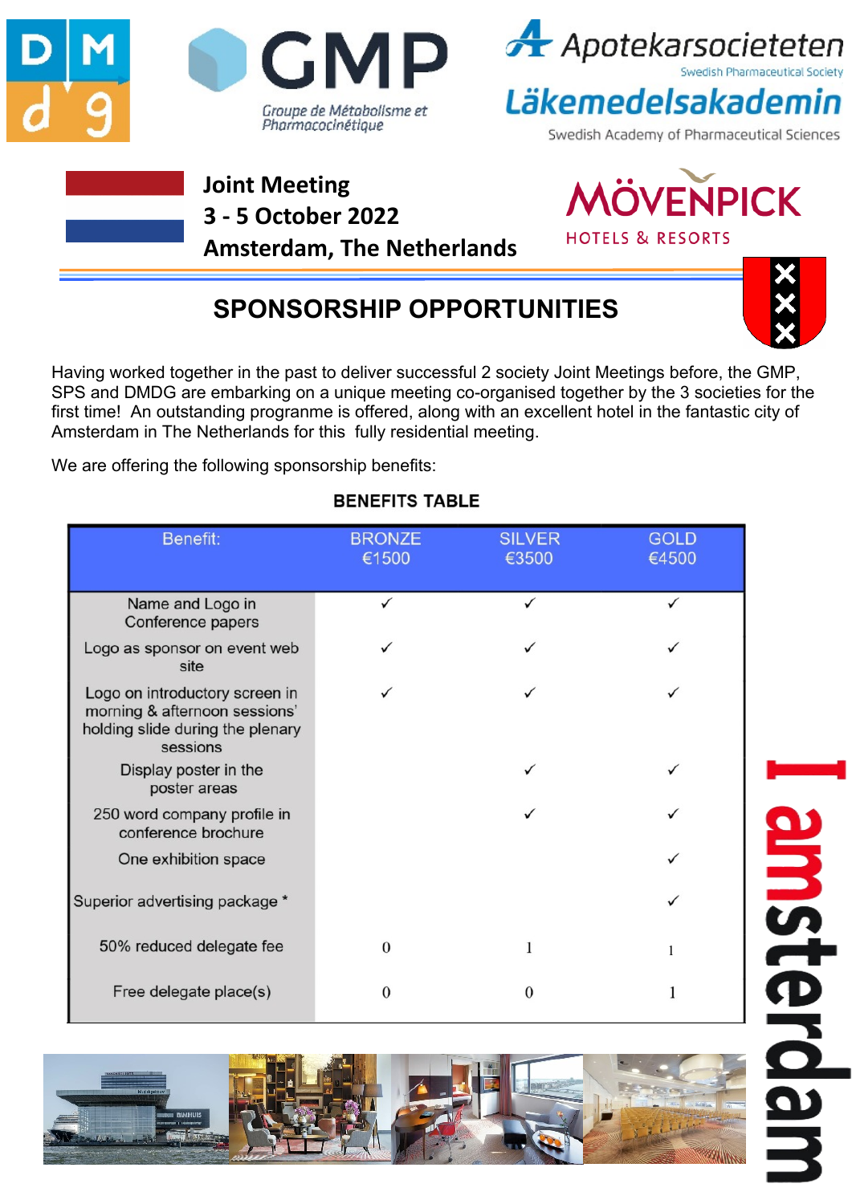Groupe de Métabolisme et Pharmacocinétique

Apotekarsocieteten
Swedish Pharmaceutical Society

Läkemedelsakademin
Swedish Academy of Pharmaceutical Sciences

**Joint Meeting**
**3 - 5 October 2022**
**Amsterdam, The Netherlands**

MÖVENPICK
HOTELS & RESORTS

# SPONSORSHIP OPPORTUNITIES

Having worked together in the past to deliver successful 2 society Joint Meetings before, the GMP, SPS and DMDG are embarking on a unique meeting co-organised together by the 3 societies for the first time! An outstanding programme is offered, along with an excellent hotel in the fantastic city of Amsterdam in The Netherlands for this fully residential meeting.

We are offering the following sponsorship benefits:

### BENEFITS TABLE

| Benefit: | BRONZE €1500 | SILVER €3500 | GOLD €4500 |
|---|---|---|---|
| Name and Logo in Conference papers | ✓ | ✓ | ✓ |
| Logo as sponsor on event web site | ✓ | ✓ | ✓ |
| Logo on introductory screen in morning & afternoon sessions' holding slide during the plenary sessions | ✓ | ✓ | ✓ |
| Display poster in the poster areas | | ✓ | ✓ |
| 250 word company profile in conference brochure | | ✓ | ✓ |
| One exhibition space | | | ✓ |
| Superior advertising package * | | | ✓ |
| 50% reduced delegate fee | 0 | 1 | 1 |
| Free delegate place(s) | 0 | 0 | 1 |

I amsterdam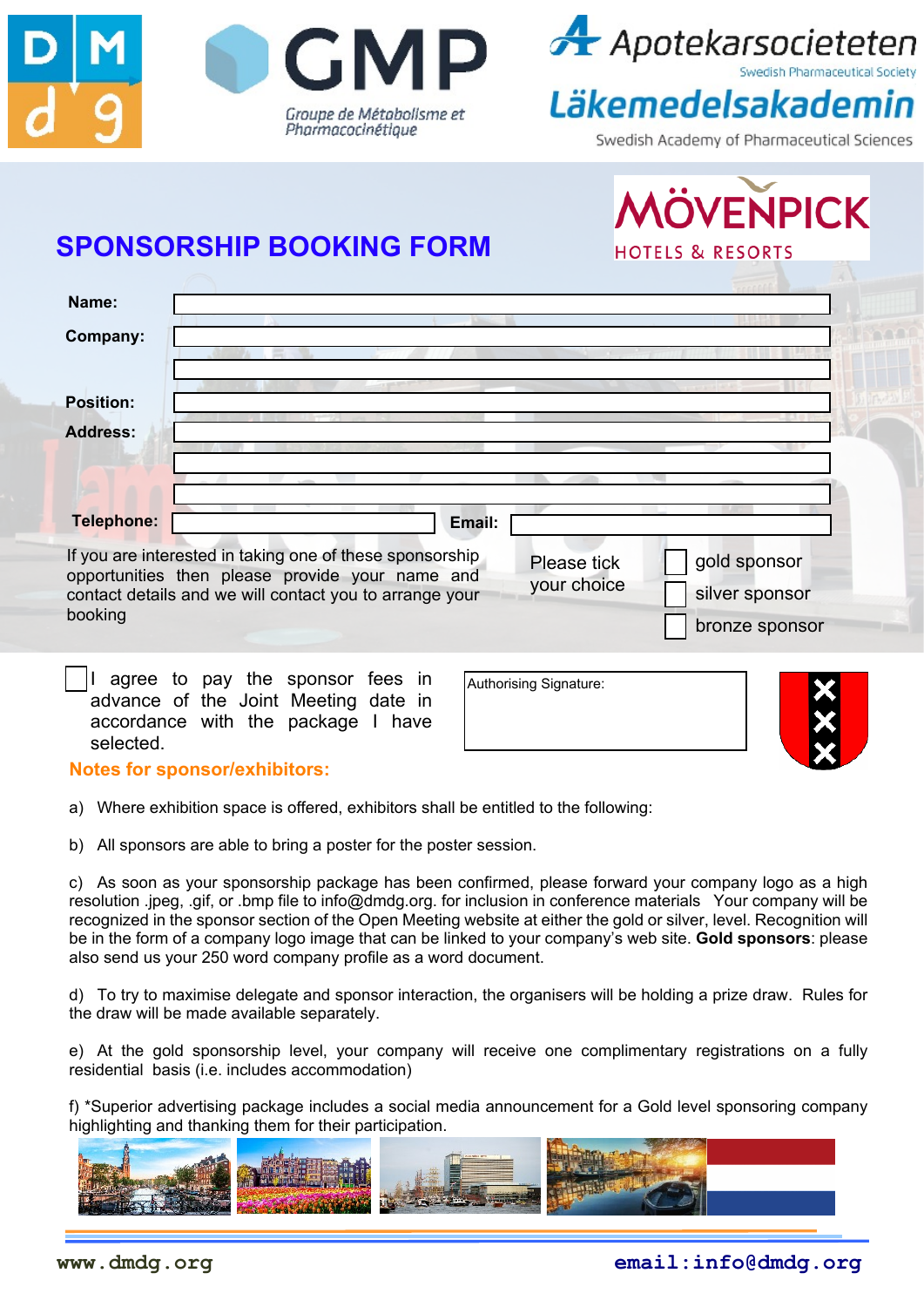# SPONSORSHIP BOOKING FORM

**Name:**

**Company:**

**Position:**

**Address:**

**Telephone:** **Email:**

If you are interested in taking one of these sponsorship opportunities then please provide your name and contact details and we will contact you to arrange your booking

Please tick your choice

- ☐ gold sponsor
- ☐ silver sponsor
- ☐ bronze sponsor

☐ I agree to pay the sponsor fees in advance of the Joint Meeting date in accordance with the package I have selected.

Authorising Signature:

## Notes for sponsor/exhibitors:

a) Where exhibition space is offered, exhibitors shall be entitled to the following:

b) All sponsors are able to bring a poster for the poster session.

c) As soon as your sponsorship package has been confirmed, please forward your company logo as a high resolution .jpeg, .gif, or .bmp file to info@dmdg.org. for inclusion in conference materials Your company will be recognized in the sponsor section of the Open Meeting website at either the gold or silver, level. Recognition will be in the form of a company logo image that can be linked to your company's web site. **Gold sponsors**: please also send us your 250 word company profile as a word document.

d) To try to maximise delegate and sponsor interaction, the organisers will be holding a prize draw. Rules for the draw will be made available separately.

e) At the gold sponsorship level, your company will receive one complimentary registrations on a fully residential basis (i.e. includes accommodation)

f) *Superior advertising package includes a social media announcement for a Gold level sponsoring company highlighting and thanking them for their participation.

www.dmdg.org email:info@dmdg.org